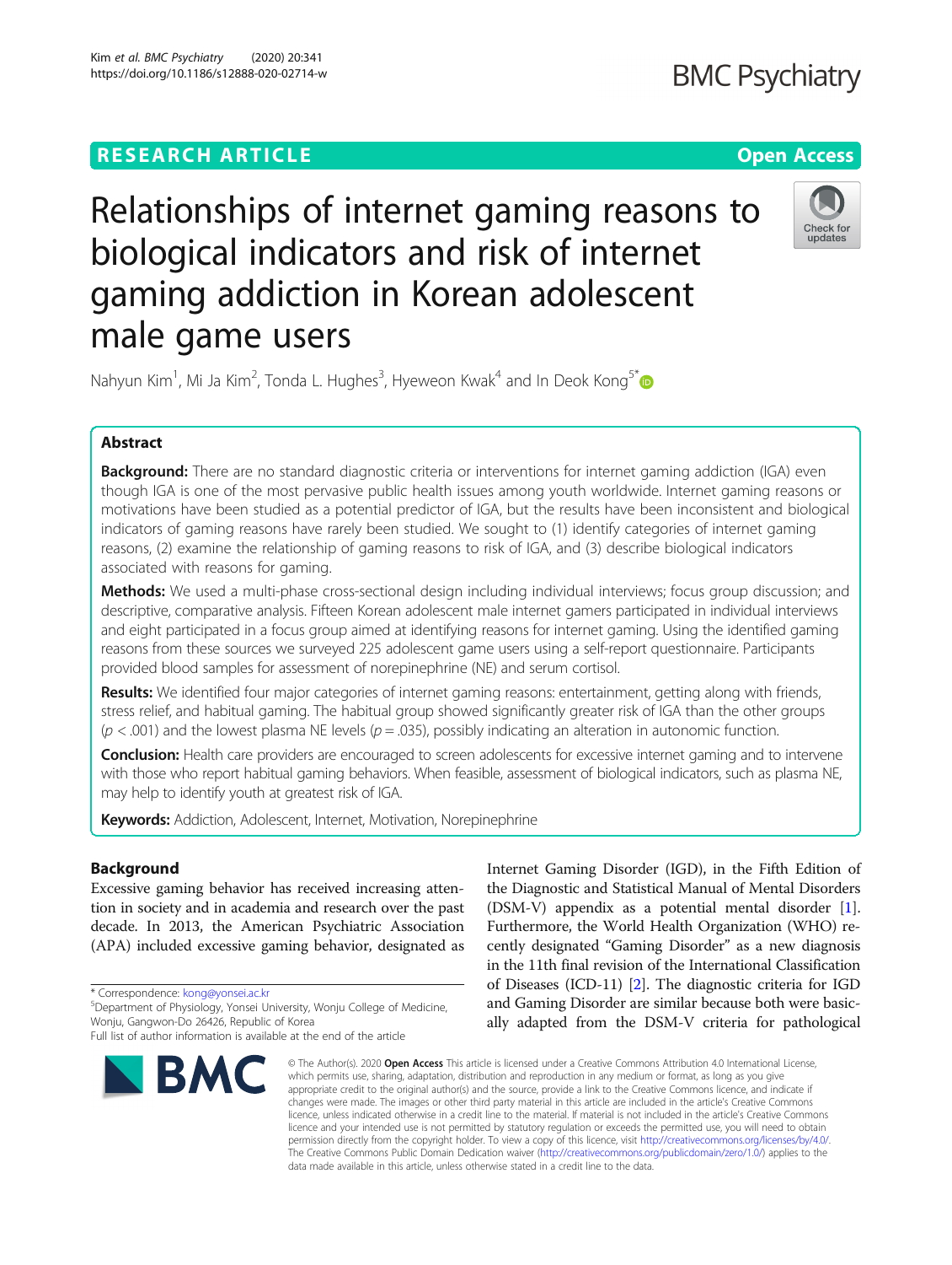RESEARCH ARTICLE

Open Access

# Relationships of internet gaming reasons to biological indicators and risk of internet gaming addiction in Korean adolescent male game users

Nahyun Kim[1], Mi Ja Kim[2], Tonda L. Hughes[3], Hyeweon Kwak[4] and In Deok Kong[5]*

## Abstract

**Background:** There are no standard diagnostic criteria or interventions for internet gaming addiction (IGA) even though IGA is one of the most pervasive public health issues among youth worldwide. Internet gaming reasons or motivations have been studied as a potential predictor of IGA, but the results have been inconsistent and biological indicators of gaming reasons have rarely been studied. We sought to (1) identify categories of internet gaming reasons, (2) examine the relationship of gaming reasons to risk of IGA, and (3) describe biological indicators associated with reasons for gaming.

**Methods:** We used a multi-phase cross-sectional design including individual interviews; focus group discussion; and descriptive, comparative analysis. Fifteen Korean adolescent male internet gamers participated in individual interviews and eight participated in a focus group aimed at identifying reasons for internet gaming. Using the identified gaming reasons from these sources we surveyed 225 adolescent game users using a self-report questionnaire. Participants provided blood samples for assessment of norepinephrine (NE) and serum cortisol.

**Results:** We identified four major categories of internet gaming reasons: entertainment, getting along with friends, stress relief, and habitual gaming. The habitual group showed significantly greater risk of IGA than the other groups ($p < .001$) and the lowest plasma NE levels ($p = .035$), possibly indicating an alteration in autonomic function.

**Conclusion:** Health care providers are encouraged to screen adolescents for excessive internet gaming and to intervene with those who report habitual gaming behaviors. When feasible, assessment of biological indicators, such as plasma NE, may help to identify youth at greatest risk of IGA.

**Keywords:** Addiction, Adolescent, Internet, Motivation, Norepinephrine

## Background

Excessive gaming behavior has received increasing attention in society and in academia and research over the past decade. In 2013, the American Psychiatric Association (APA) included excessive gaming behavior, designated as Internet Gaming Disorder (IGD), in the Fifth Edition of the Diagnostic and Statistical Manual of Mental Disorders (DSM-V) appendix as a potential mental disorder [1]. Furthermore, the World Health Organization (WHO) recently designated "Gaming Disorder" as a new diagnosis in the 11th final revision of the International Classification of Diseases (ICD-11) [2]. The diagnostic criteria for IGD and Gaming Disorder are similar because both were basically adapted from the DSM-V criteria for pathological

\* Correspondence: kong@yonsei.ac.kr

[5]Department of Physiology, Yonsei University, Wonju College of Medicine, Wonju, Gangwon-Do 26426, Republic of Korea

Full list of author information is available at the end of the article

© The Author(s). 2020 **Open Access** This article is licensed under a Creative Commons Attribution 4.0 International License, which permits use, sharing, adaptation, distribution and reproduction in any medium or format, as long as you give appropriate credit to the original author(s) and the source, provide a link to the Creative Commons licence, and indicate if changes were made. The images or other third party material in this article are included in the article's Creative Commons licence, unless indicated otherwise in a credit line to the material. If material is not included in the article's Creative Commons licence and your intended use is not permitted by statutory regulation or exceeds the permitted use, you will need to obtain permission directly from the copyright holder. To view a copy of this licence, visit http://creativecommons.org/licenses/by/4.0/. The Creative Commons Public Domain Dedication waiver (http://creativecommons.org/publicdomain/zero/1.0/) applies to the data made available in this article, unless otherwise stated in a credit line to the data.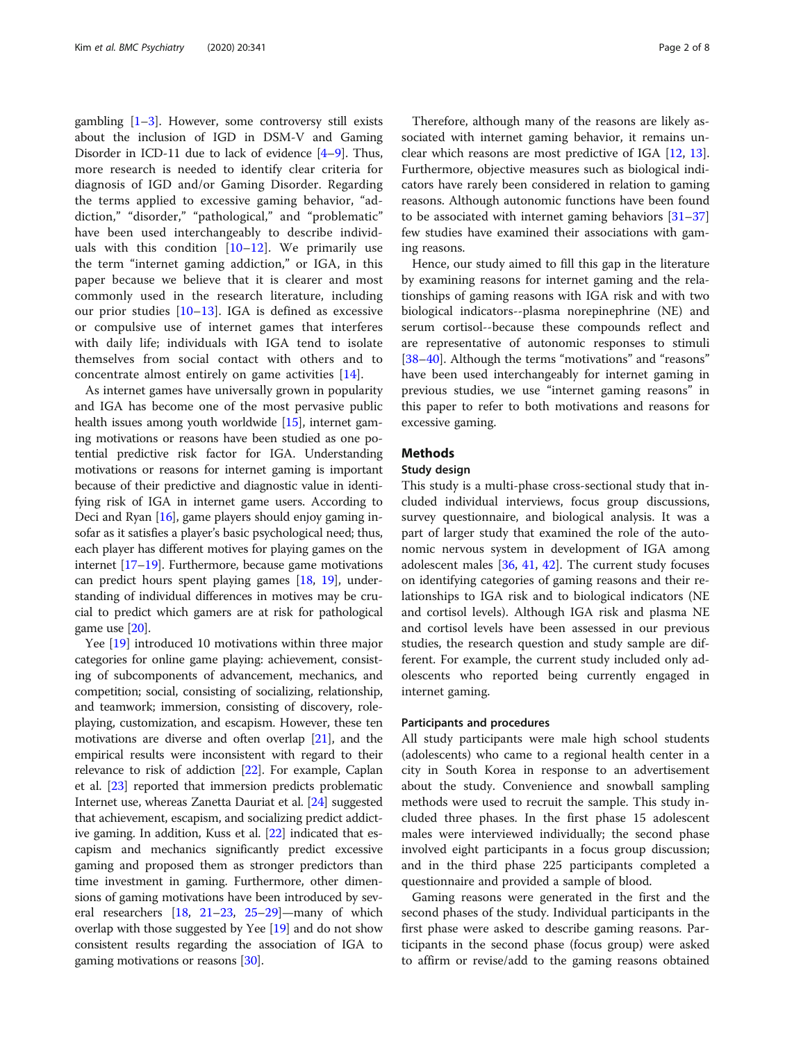gambling [1–3]. However, some controversy still exists about the inclusion of IGD in DSM-V and Gaming Disorder in ICD-11 due to lack of evidence [4–9]. Thus, more research is needed to identify clear criteria for diagnosis of IGD and/or Gaming Disorder. Regarding the terms applied to excessive gaming behavior, "addiction," "disorder," "pathological," and "problematic" have been used interchangeably to describe individuals with this condition [10–12]. We primarily use the term "internet gaming addiction," or IGA, in this paper because we believe that it is clearer and most commonly used in the research literature, including our prior studies [10–13]. IGA is defined as excessive or compulsive use of internet games that interferes with daily life; individuals with IGA tend to isolate themselves from social contact with others and to concentrate almost entirely on game activities [14].

As internet games have universally grown in popularity and IGA has become one of the most pervasive public health issues among youth worldwide [15], internet gaming motivations or reasons have been studied as one potential predictive risk factor for IGA. Understanding motivations or reasons for internet gaming is important because of their predictive and diagnostic value in identifying risk of IGA in internet game users. According to Deci and Ryan [16], game players should enjoy gaming insofar as it satisfies a player's basic psychological need; thus, each player has different motives for playing games on the internet [17–19]. Furthermore, because game motivations can predict hours spent playing games [18, 19], understanding of individual differences in motives may be crucial to predict which gamers are at risk for pathological game use [20].

Yee [19] introduced 10 motivations within three major categories for online game playing: achievement, consisting of subcomponents of advancement, mechanics, and competition; social, consisting of socializing, relationship, and teamwork; immersion, consisting of discovery, role-playing, customization, and escapism. However, these ten motivations are diverse and often overlap [21], and the empirical results were inconsistent with regard to their relevance to risk of addiction [22]. For example, Caplan et al. [23] reported that immersion predicts problematic Internet use, whereas Zanetta Dauriat et al. [24] suggested that achievement, escapism, and socializing predict addictive gaming. In addition, Kuss et al. [22] indicated that escapism and mechanics significantly predict excessive gaming and proposed them as stronger predictors than time investment in gaming. Furthermore, other dimensions of gaming motivations have been introduced by several researchers [18, 21–23, 25–29]—many of which overlap with those suggested by Yee [19] and do not show consistent results regarding the association of IGA to gaming motivations or reasons [30].

Therefore, although many of the reasons are likely associated with internet gaming behavior, it remains unclear which reasons are most predictive of IGA [12, 13]. Furthermore, objective measures such as biological indicators have rarely been considered in relation to gaming reasons. Although autonomic functions have been found to be associated with internet gaming behaviors [31–37] few studies have examined their associations with gaming reasons.

Hence, our study aimed to fill this gap in the literature by examining reasons for internet gaming and the relationships of gaming reasons with IGA risk and with two biological indicators--plasma norepinephrine (NE) and serum cortisol--because these compounds reflect and are representative of autonomic responses to stimuli [38–40]. Although the terms "motivations" and "reasons" have been used interchangeably for internet gaming in previous studies, we use "internet gaming reasons" in this paper to refer to both motivations and reasons for excessive gaming.

## Methods

### Study design

This study is a multi-phase cross-sectional study that included individual interviews, focus group discussions, survey questionnaire, and biological analysis. It was a part of larger study that examined the role of the autonomic nervous system in development of IGA among adolescent males [36, 41, 42]. The current study focuses on identifying categories of gaming reasons and their relationships to IGA risk and to biological indicators (NE and cortisol levels). Although IGA risk and plasma NE and cortisol levels have been assessed in our previous studies, the research question and study sample are different. For example, the current study included only adolescents who reported being currently engaged in internet gaming.

### Participants and procedures

All study participants were male high school students (adolescents) who came to a regional health center in a city in South Korea in response to an advertisement about the study. Convenience and snowball sampling methods were used to recruit the sample. This study included three phases. In the first phase 15 adolescent males were interviewed individually; the second phase involved eight participants in a focus group discussion; and in the third phase 225 participants completed a questionnaire and provided a sample of blood.

Gaming reasons were generated in the first and the second phases of the study. Individual participants in the first phase were asked to describe gaming reasons. Participants in the second phase (focus group) were asked to affirm or revise/add to the gaming reasons obtained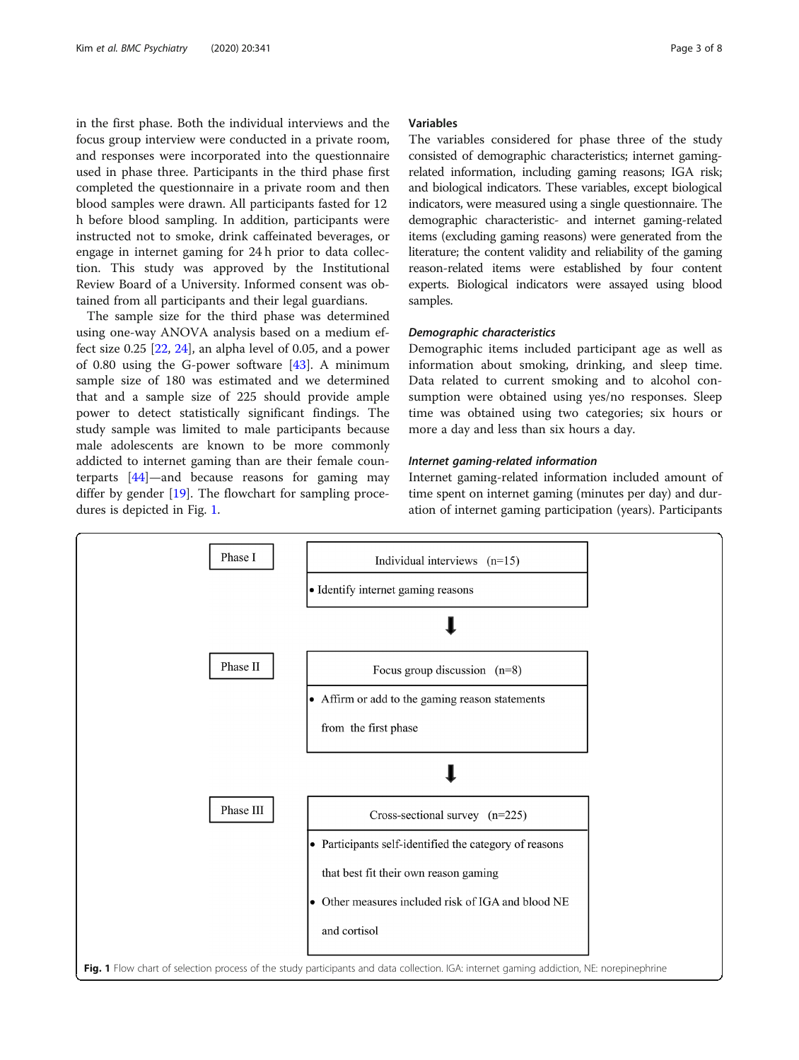in the first phase. Both the individual interviews and the focus group interview were conducted in a private room, and responses were incorporated into the questionnaire used in phase three. Participants in the third phase first completed the questionnaire in a private room and then blood samples were drawn. All participants fasted for 12 h before blood sampling. In addition, participants were instructed not to smoke, drink caffeinated beverages, or engage in internet gaming for 24 h prior to data collection. This study was approved by the Institutional Review Board of a University. Informed consent was obtained from all participants and their legal guardians.

The sample size for the third phase was determined using one-way ANOVA analysis based on a medium effect size 0.25 [22, 24], an alpha level of 0.05, and a power of 0.80 using the G-power software [43]. A minimum sample size of 180 was estimated and we determined that and a sample size of 225 should provide ample power to detect statistically significant findings. The study sample was limited to male participants because male adolescents are known to be more commonly addicted to internet gaming than are their female counterparts [44]—and because reasons for gaming may differ by gender [19]. The flowchart for sampling procedures is depicted in Fig. 1.

### Variables

The variables considered for phase three of the study consisted of demographic characteristics; internet gaming-related information, including gaming reasons; IGA risk; and biological indicators. These variables, except biological indicators, were measured using a single questionnaire. The demographic characteristic- and internet gaming-related items (excluding gaming reasons) were generated from the literature; the content validity and reliability of the gaming reason-related items were established by four content experts. Biological indicators were assayed using blood samples.

#### *Demographic characteristics*

Demographic items included participant age as well as information about smoking, drinking, and sleep time. Data related to current smoking and to alcohol consumption were obtained using yes/no responses. Sleep time was obtained using two categories; six hours or more a day and less than six hours a day.

#### *Internet gaming-related information*

Internet gaming-related information included amount of time spent on internet gaming (minutes per day) and duration of internet gaming participation (years). Participants

Phase I

Individual interviews (n=15)

- Identify internet gaming reasons

Phase II

Focus group discussion (n=8)

- Affirm or add to the gaming reason statements from the first phase

Phase III

Cross-sectional survey (n=225)

- Participants self-identified the category of reasons that best fit their own reason gaming
- Other measures included risk of IGA and blood NE and cortisol

**Fig. 1** Flow chart of selection process of the study participants and data collection. IGA: internet gaming addiction, NE: norepinephrine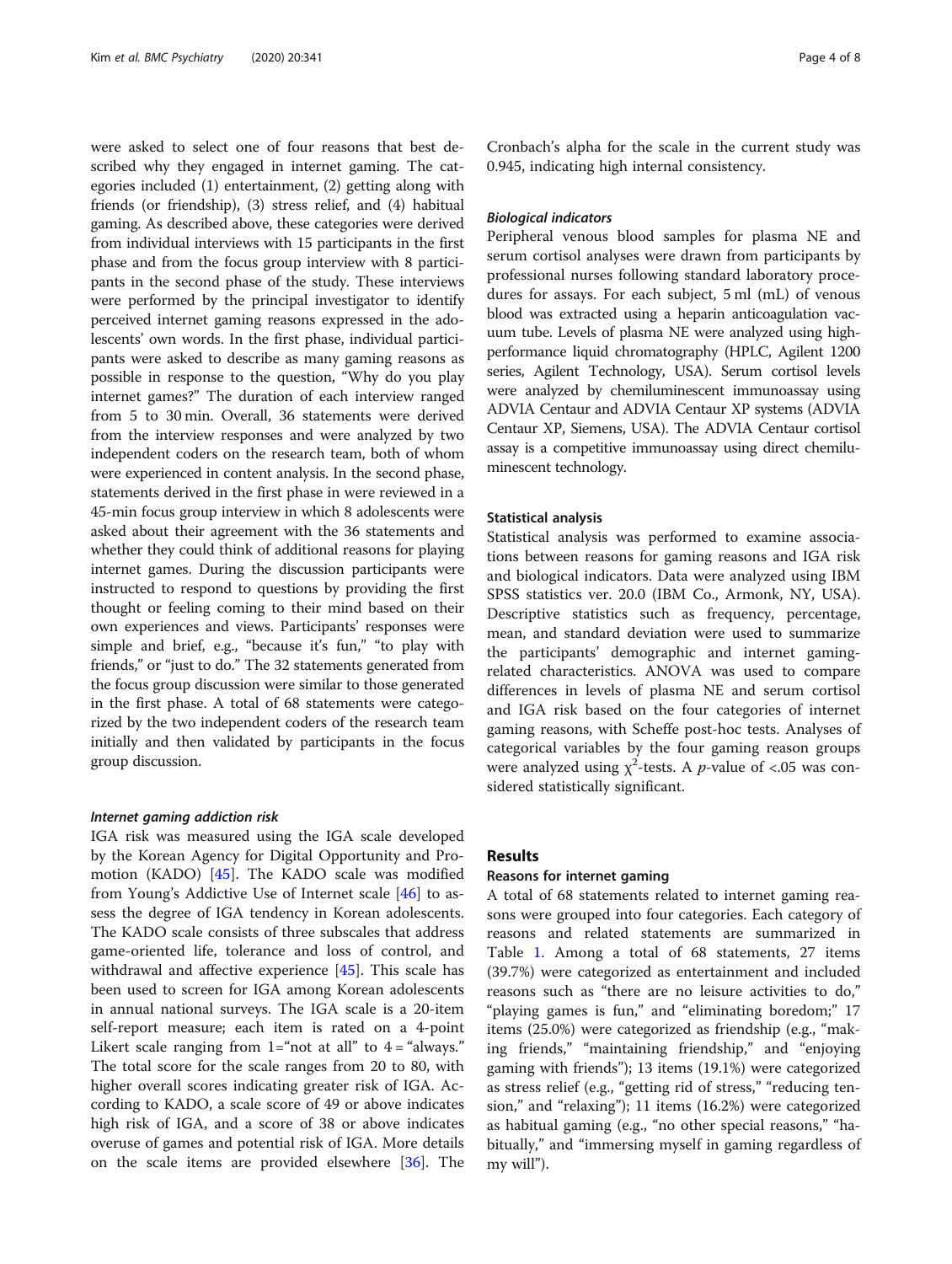were asked to select one of four reasons that best described why they engaged in internet gaming. The categories included (1) entertainment, (2) getting along with friends (or friendship), (3) stress relief, and (4) habitual gaming. As described above, these categories were derived from individual interviews with 15 participants in the first phase and from the focus group interview with 8 participants in the second phase of the study. These interviews were performed by the principal investigator to identify perceived internet gaming reasons expressed in the adolescents' own words. In the first phase, individual participants were asked to describe as many gaming reasons as possible in response to the question, "Why do you play internet games?" The duration of each interview ranged from 5 to 30 min. Overall, 36 statements were derived from the interview responses and were analyzed by two independent coders on the research team, both of whom were experienced in content analysis. In the second phase, statements derived in the first phase in were reviewed in a 45-min focus group interview in which 8 adolescents were asked about their agreement with the 36 statements and whether they could think of additional reasons for playing internet games. During the discussion participants were instructed to respond to questions by providing the first thought or feeling coming to their mind based on their own experiences and views. Participants' responses were simple and brief, e.g., "because it's fun," "to play with friends," or "just to do." The 32 statements generated from the focus group discussion were similar to those generated in the first phase. A total of 68 statements were categorized by the two independent coders of the research team initially and then validated by participants in the focus group discussion.

#### *Internet gaming addiction risk*

IGA risk was measured using the IGA scale developed by the Korean Agency for Digital Opportunity and Promotion (KADO) [45]. The KADO scale was modified from Young's Addictive Use of Internet scale [46] to assess the degree of IGA tendency in Korean adolescents. The KADO scale consists of three subscales that address game-oriented life, tolerance and loss of control, and withdrawal and affective experience [45]. This scale has been used to screen for IGA among Korean adolescents in annual national surveys. The IGA scale is a 20-item self-report measure; each item is rated on a 4-point Likert scale ranging from 1="not at all" to 4 = "always." The total score for the scale ranges from 20 to 80, with higher overall scores indicating greater risk of IGA. According to KADO, a scale score of 49 or above indicates high risk of IGA, and a score of 38 or above indicates overuse of games and potential risk of IGA. More details on the scale items are provided elsewhere [36]. The Cronbach's alpha for the scale in the current study was 0.945, indicating high internal consistency.

#### *Biological indicators*

Peripheral venous blood samples for plasma NE and serum cortisol analyses were drawn from participants by professional nurses following standard laboratory procedures for assays. For each subject, 5 ml (mL) of venous blood was extracted using a heparin anticoagulation vacuum tube. Levels of plasma NE were analyzed using high-performance liquid chromatography (HPLC, Agilent 1200 series, Agilent Technology, USA). Serum cortisol levels were analyzed by chemiluminescent immunoassay using ADVIA Centaur and ADVIA Centaur XP systems (ADVIA Centaur XP, Siemens, USA). The ADVIA Centaur cortisol assay is a competitive immunoassay using direct chemiluminescent technology.

### Statistical analysis

Statistical analysis was performed to examine associations between reasons for gaming reasons and IGA risk and biological indicators. Data were analyzed using IBM SPSS statistics ver. 20.0 (IBM Co., Armonk, NY, USA). Descriptive statistics such as frequency, percentage, mean, and standard deviation were used to summarize the participants' demographic and internet gaming-related characteristics. ANOVA was used to compare differences in levels of plasma NE and serum cortisol and IGA risk based on the four categories of internet gaming reasons, with Scheffe post-hoc tests. Analyses of categorical variables by the four gaming reason groups were analyzed using $\chi^2$-tests. A *p*-value of <.05 was considered statistically significant.

## Results

### Reasons for internet gaming

A total of 68 statements related to internet gaming reasons were grouped into four categories. Each category of reasons and related statements are summarized in Table 1. Among a total of 68 statements, 27 items (39.7%) were categorized as entertainment and included reasons such as "there are no leisure activities to do," "playing games is fun," and "eliminating boredom;" 17 items (25.0%) were categorized as friendship (e.g., "making friends," "maintaining friendship," and "enjoying gaming with friends"); 13 items (19.1%) were categorized as stress relief (e.g., "getting rid of stress," "reducing tension," and "relaxing"); 11 items (16.2%) were categorized as habitual gaming (e.g., "no other special reasons," "habitually," and "immersing myself in gaming regardless of my will").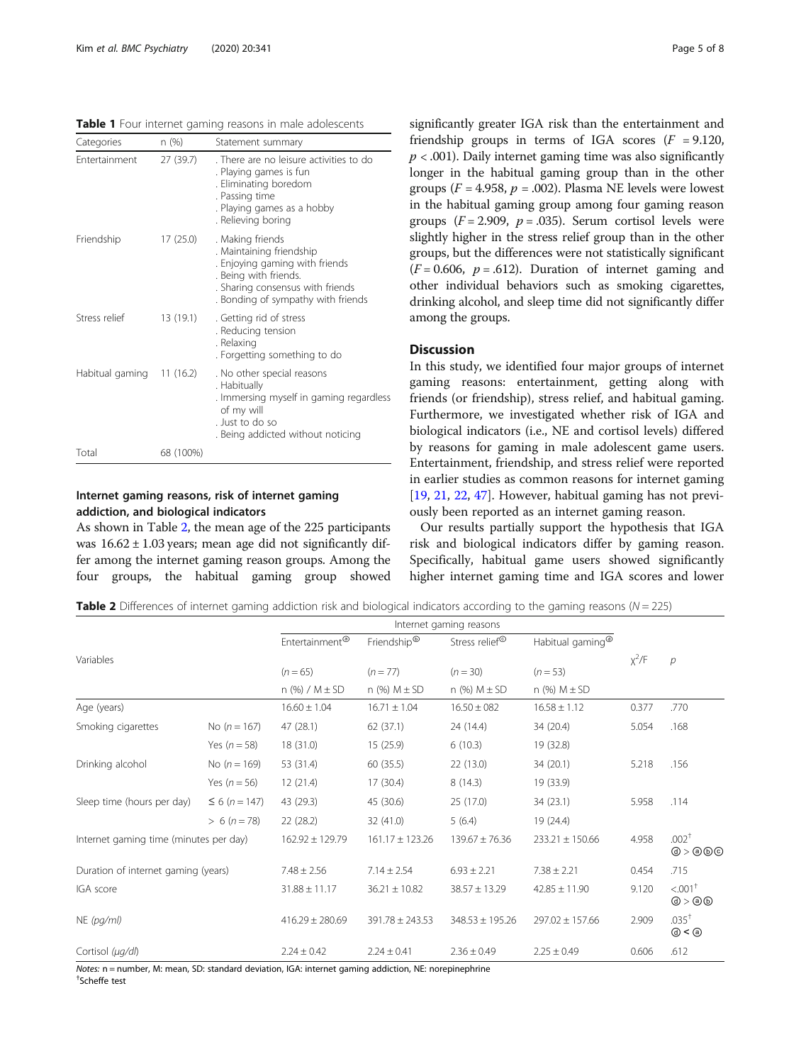**Table 1** Four internet gaming reasons in male adolescents

| Categories | n (%) | Statement summary |
|---|---|---|
| Entertainment | 27 (39.7) | . There are no leisure activities to do<br>. Playing games is fun<br>. Eliminating boredom<br>. Passing time<br>. Playing games as a hobby<br>. Relieving boring |
| Friendship | 17 (25.0) | . Making friends<br>. Maintaining friendship<br>. Enjoying gaming with friends<br>. Being with friends.<br>. Sharing consensus with friends<br>. Bonding of sympathy with friends |
| Stress relief | 13 (19.1) | . Getting rid of stress<br>. Reducing tension<br>. Relaxing<br>. Forgetting something to do |
| Habitual gaming | 11 (16.2) | . No other special reasons<br>. Habitually<br>. Immersing myself in gaming regardless of my will<br>. Just to do so<br>. Being addicted without noticing |
| Total | 68 (100%) | |

### Internet gaming reasons, risk of internet gaming addiction, and biological indicators

As shown in Table 2, the mean age of the 225 participants was 16.62 ± 1.03 years; mean age did not significantly differ among the internet gaming reason groups. Among the four groups, the habitual gaming group showed significantly greater IGA risk than the entertainment and friendship groups in terms of IGA scores ($F = 9.120$, $p < .001$). Daily internet gaming time was also significantly longer in the habitual gaming group than in the other groups ($F = 4.958$, $p = .002$). Plasma NE levels were lowest in the habitual gaming group among four gaming reason groups ($F = 2.909$, $p = .035$). Serum cortisol levels were slightly higher in the stress relief group than in the other groups, but the differences were not statistically significant ($F = 0.606$, $p = .612$). Duration of internet gaming and other individual behaviors such as smoking cigarettes, drinking alcohol, and sleep time did not significantly differ among the groups.

## Discussion

In this study, we identified four major groups of internet gaming reasons: entertainment, getting along with friends (or friendship), stress relief, and habitual gaming. Furthermore, we investigated whether risk of IGA and biological indicators (i.e., NE and cortisol levels) differed by reasons for gaming in male adolescent game users. Entertainment, friendship, and stress relief were reported in earlier studies as common reasons for internet gaming [19, 21, 22, 47]. However, habitual gaming has not previously been reported as an internet gaming reason.

Our results partially support the hypothesis that IGA risk and biological indicators differ by gaming reason. Specifically, habitual game users showed significantly higher internet gaming time and IGA scores and lower

**Table 2** Differences of internet gaming addiction risk and biological indicators according to the gaming reasons ($N = 225$)

| Variables | | Internet gaming reasons | | | | $\chi^2$/F | p |
|---|---|---|---|---|---|---|---|
| | | Entertainment[ⓐ] | Friendship[ⓑ] | Stress relief[ⓒ] | Habitual gaming[ⓓ] | | |
| | | ($n = 65$) | ($n = 77$) | ($n = 30$) | ($n = 53$) | | |
| | | n (%) / M ± SD | n (%) M ± SD | n (%) M ± SD | n (%) M ± SD | | |
| Age (years) | | 16.60 ± 1.04 | 16.71 ± 1.04 | 16.50 ± 082 | 16.58 ± 1.12 | 0.377 | .770 |
| Smoking cigarettes | No ($n = 167$) | 47 (28.1) | 62 (37.1) | 24 (14.4) | 34 (20.4) | 5.054 | .168 |
| | Yes ($n = 58$) | 18 (31.0) | 15 (25.9) | 6 (10.3) | 19 (32.8) | | |
| Drinking alcohol | No ($n = 169$) | 53 (31.4) | 60 (35.5) | 22 (13.0) | 34 (20.1) | 5.218 | .156 |
| | Yes ($n = 56$) | 12 (21.4) | 17 (30.4) | 8 (14.3) | 19 (33.9) | | |
| Sleep time (hours per day) | ≤ 6 ($n = 147$) | 43 (29.3) | 45 (30.6) | 25 (17.0) | 34 (23.1) | 5.958 | .114 |
| | > 6 ($n = 78$) | 22 (28.2) | 32 (41.0) | 5 (6.4) | 19 (24.4) | | |
| Internet gaming time (minutes per day) | | 162.92 ± 129.79 | 161.17 ± 123.26 | 139.67 ± 76.36 | 233.21 ± 150.66 | 4.958 | .002[†] ⓓ > ⓐⓑⓒ |
| Duration of internet gaming (years) | | 7.48 ± 2.56 | 7.14 ± 2.54 | 6.93 ± 2.21 | 7.38 ± 2.21 | 0.454 | .715 |
| IGA score | | 31.88 ± 11.17 | 36.21 ± 10.82 | 38.57 ± 13.29 | 42.85 ± 11.90 | 9.120 | <.001[†] ⓓ > ⓐⓑ |
| NE (pg/ml) | | 416.29 ± 280.69 | 391.78 ± 243.53 | 348.53 ± 195.26 | 297.02 ± 157.66 | 2.909 | .035[†] ⓓ < ⓐ |
| Cortisol (μg/dl) | | 2.24 ± 0.42 | 2.24 ± 0.41 | 2.36 ± 0.49 | 2.25 ± 0.49 | 0.606 | .612 |

*Notes:* n = number, M: mean, SD: standard deviation, IGA: internet gaming addiction, NE: norepinephrine
[†]Scheffe test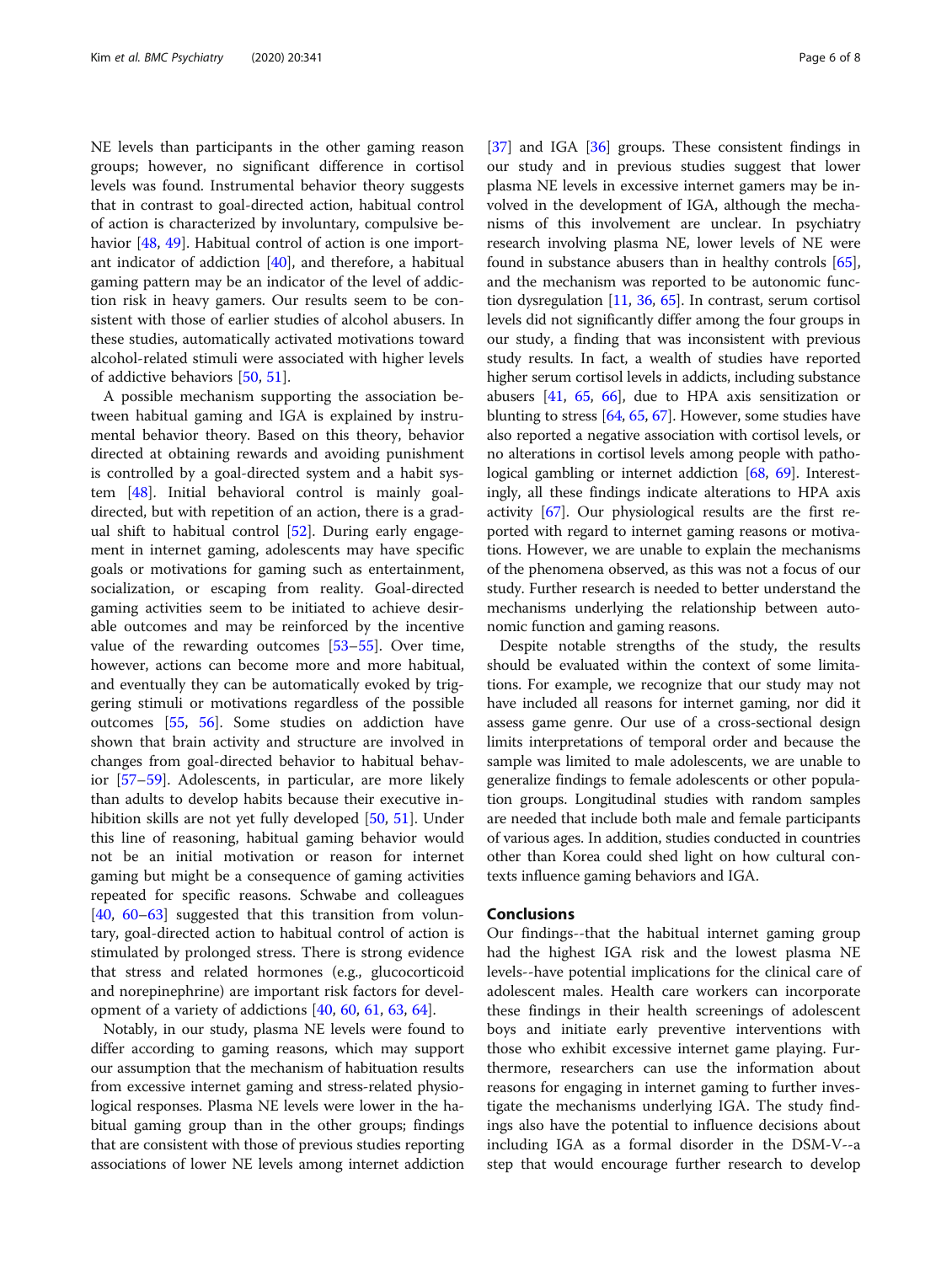NE levels than participants in the other gaming reason groups; however, no significant difference in cortisol levels was found. Instrumental behavior theory suggests that in contrast to goal-directed action, habitual control of action is characterized by involuntary, compulsive behavior [48, 49]. Habitual control of action is one important indicator of addiction [40], and therefore, a habitual gaming pattern may be an indicator of the level of addiction risk in heavy gamers. Our results seem to be consistent with those of earlier studies of alcohol abusers. In these studies, automatically activated motivations toward alcohol-related stimuli were associated with higher levels of addictive behaviors [50, 51].

A possible mechanism supporting the association between habitual gaming and IGA is explained by instrumental behavior theory. Based on this theory, behavior directed at obtaining rewards and avoiding punishment is controlled by a goal-directed system and a habit system [48]. Initial behavioral control is mainly goal-directed, but with repetition of an action, there is a gradual shift to habitual control [52]. During early engagement in internet gaming, adolescents may have specific goals or motivations for gaming such as entertainment, socialization, or escaping from reality. Goal-directed gaming activities seem to be initiated to achieve desirable outcomes and may be reinforced by the incentive value of the rewarding outcomes [53–55]. Over time, however, actions can become more and more habitual, and eventually they can be automatically evoked by triggering stimuli or motivations regardless of the possible outcomes [55, 56]. Some studies on addiction have shown that brain activity and structure are involved in changes from goal-directed behavior to habitual behavior [57–59]. Adolescents, in particular, are more likely than adults to develop habits because their executive inhibition skills are not yet fully developed [50, 51]. Under this line of reasoning, habitual gaming behavior would not be an initial motivation or reason for internet gaming but might be a consequence of gaming activities repeated for specific reasons. Schwabe and colleagues [40, 60–63] suggested that this transition from voluntary, goal-directed action to habitual control of action is stimulated by prolonged stress. There is strong evidence that stress and related hormones (e.g., glucocorticoid and norepinephrine) are important risk factors for development of a variety of addictions [40, 60, 61, 63, 64].

Notably, in our study, plasma NE levels were found to differ according to gaming reasons, which may support our assumption that the mechanism of habituation results from excessive internet gaming and stress-related physiological responses. Plasma NE levels were lower in the habitual gaming group than in the other groups; findings that are consistent with those of previous studies reporting associations of lower NE levels among internet addiction [37] and IGA [36] groups. These consistent findings in our study and in previous studies suggest that lower plasma NE levels in excessive internet gamers may be involved in the development of IGA, although the mechanisms of this involvement are unclear. In psychiatry research involving plasma NE, lower levels of NE were found in substance abusers than in healthy controls [65], and the mechanism was reported to be autonomic function dysregulation [11, 36, 65]. In contrast, serum cortisol levels did not significantly differ among the four groups in our study, a finding that was inconsistent with previous study results. In fact, a wealth of studies have reported higher serum cortisol levels in addicts, including substance abusers [41, 65, 66], due to HPA axis sensitization or blunting to stress [64, 65, 67]. However, some studies have also reported a negative association with cortisol levels, or no alterations in cortisol levels among people with pathological gambling or internet addiction [68, 69]. Interestingly, all these findings indicate alterations to HPA axis activity [67]. Our physiological results are the first reported with regard to internet gaming reasons or motivations. However, we are unable to explain the mechanisms of the phenomena observed, as this was not a focus of our study. Further research is needed to better understand the mechanisms underlying the relationship between autonomic function and gaming reasons.

Despite notable strengths of the study, the results should be evaluated within the context of some limitations. For example, we recognize that our study may not have included all reasons for internet gaming, nor did it assess game genre. Our use of a cross-sectional design limits interpretations of temporal order and because the sample was limited to male adolescents, we are unable to generalize findings to female adolescents or other population groups. Longitudinal studies with random samples are needed that include both male and female participants of various ages. In addition, studies conducted in countries other than Korea could shed light on how cultural contexts influence gaming behaviors and IGA.

## Conclusions

Our findings--that the habitual internet gaming group had the highest IGA risk and the lowest plasma NE levels--have potential implications for the clinical care of adolescent males. Health care workers can incorporate these findings in their health screenings of adolescent boys and initiate early preventive interventions with those who exhibit excessive internet game playing. Furthermore, researchers can use the information about reasons for engaging in internet gaming to further investigate the mechanisms underlying IGA. The study findings also have the potential to influence decisions about including IGA as a formal disorder in the DSM-V--a step that would encourage further research to develop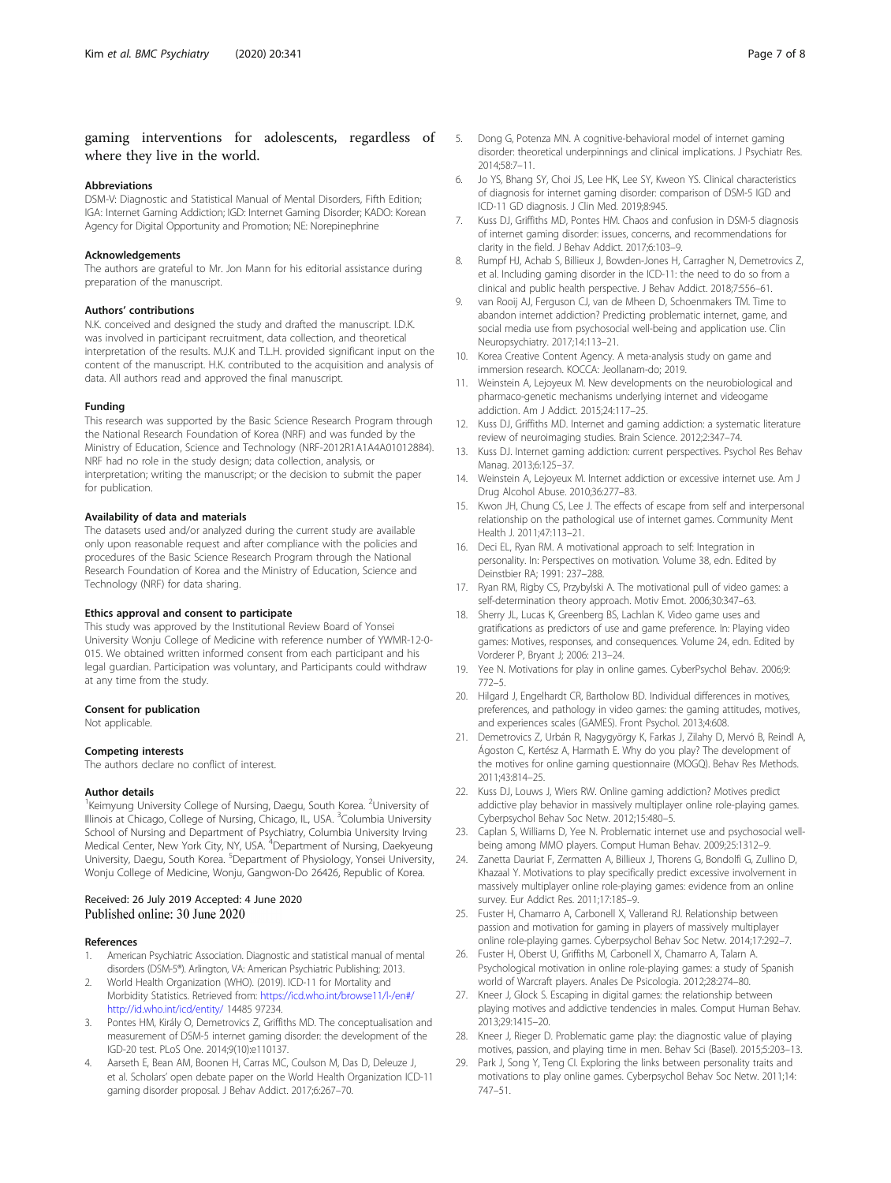gaming interventions for adolescents, regardless of where they live in the world.

### Abbreviations

DSM-V: Diagnostic and Statistical Manual of Mental Disorders, Fifth Edition; IGA: Internet Gaming Addiction; IGD: Internet Gaming Disorder; KADO: Korean Agency for Digital Opportunity and Promotion; NE: Norepinephrine

### Acknowledgements

The authors are grateful to Mr. Jon Mann for his editorial assistance during preparation of the manuscript.

### Authors' contributions

N.K. conceived and designed the study and drafted the manuscript. I.D.K. was involved in participant recruitment, data collection, and theoretical interpretation of the results. M.J.K and T.L.H. provided significant input on the content of the manuscript. H.K. contributed to the acquisition and analysis of data. All authors read and approved the final manuscript.

### Funding

This research was supported by the Basic Science Research Program through the National Research Foundation of Korea (NRF) and was funded by the Ministry of Education, Science and Technology (NRF-2012R1A1A4A01012884). NRF had no role in the study design; data collection, analysis, or interpretation; writing the manuscript; or the decision to submit the paper for publication.

### Availability of data and materials

The datasets used and/or analyzed during the current study are available only upon reasonable request and after compliance with the policies and procedures of the Basic Science Research Program through the National Research Foundation of Korea and the Ministry of Education, Science and Technology (NRF) for data sharing.

### Ethics approval and consent to participate

This study was approved by the Institutional Review Board of Yonsei University Wonju College of Medicine with reference number of YWMR-12-0-015. We obtained written informed consent from each participant and his legal guardian. Participation was voluntary, and Participants could withdraw at any time from the study.

### Consent for publication

Not applicable.

### Competing interests

The authors declare no conflict of interest.

### Author details

[1]Keimyung University College of Nursing, Daegu, South Korea. [2]University of Illinois at Chicago, College of Nursing, Chicago, IL, USA. [3]Columbia University School of Nursing and Department of Psychiatry, Columbia University Irving Medical Center, New York City, NY, USA. [4]Department of Nursing, Daekyeung University, Daegu, South Korea. [5]Department of Physiology, Yonsei University, Wonju College of Medicine, Wonju, Gangwon-Do 26426, Republic of Korea.

Received: 26 July 2019 Accepted: 4 June 2020
Published online: 30 June 2020

### References

1. American Psychiatric Association. Diagnostic and statistical manual of mental disorders (DSM-5®). Arlington, VA: American Psychiatric Publishing; 2013.
2. World Health Organization (WHO). (2019). ICD-11 for Mortality and Morbidity Statistics. Retrieved from: https://icd.who.int/browse11/l-/en#/ http://id.who.int/icd/entity/ 14485 97234.
3. Pontes HM, Király O, Demetrovics Z, Griffiths MD. The conceptualisation and measurement of DSM-5 internet gaming disorder: the development of the IGD-20 test. PLoS One. 2014;9(10):e110137.
4. Aarseth E, Bean AM, Boonen H, Carras MC, Coulson M, Das D, Deleuze J, et al. Scholars' open debate paper on the World Health Organization ICD-11 gaming disorder proposal. J Behav Addict. 2017;6:267–70.
5. Dong G, Potenza MN. A cognitive-behavioral model of internet gaming disorder: theoretical underpinnings and clinical implications. J Psychiatr Res. 2014;58:7–11.
6. Jo YS, Bhang SY, Choi JS, Lee HK, Lee SY, Kweon YS. Clinical characteristics of diagnosis for internet gaming disorder: comparison of DSM-5 IGD and ICD-11 GD diagnosis. J Clin Med. 2019;8:945.
7. Kuss DJ, Griffiths MD, Pontes HM. Chaos and confusion in DSM-5 diagnosis of internet gaming disorder: issues, concerns, and recommendations for clarity in the field. J Behav Addict. 2017;6:103–9.
8. Rumpf HJ, Achab S, Billieux J, Bowden-Jones H, Carragher N, Demetrovics Z, et al. Including gaming disorder in the ICD-11: the need to do so from a clinical and public health perspective. J Behav Addict. 2018;7:556–61.
9. van Rooij AJ, Ferguson CJ, van de Mheen D, Schoenmakers TM. Time to abandon internet addiction? Predicting problematic internet, game, and social media use from psychosocial well-being and application use. Clin Neuropsychiatry. 2017;14:113–21.
10. Korea Creative Content Agency. A meta-analysis study on game and immersion research. KOCCA: Jeollanam-do; 2019.
11. Weinstein A, Lejoyeux M. New developments on the neurobiological and pharmaco-genetic mechanisms underlying internet and videogame addiction. Am J Addict. 2015;24:117–25.
12. Kuss DJ, Griffiths MD. Internet and gaming addiction: a systematic literature review of neuroimaging studies. Brain Science. 2012;2:347–74.
13. Kuss DJ. Internet gaming addiction: current perspectives. Psychol Res Behav Manag. 2013;6:125–37.
14. Weinstein A, Lejoyeux M. Internet addiction or excessive internet use. Am J Drug Alcohol Abuse. 2010;36:277–83.
15. Kwon JH, Chung CS, Lee J. The effects of escape from self and interpersonal relationship on the pathological use of internet games. Community Ment Health J. 2011;47:113–21.
16. Deci EL, Ryan RM. A motivational approach to self: Integration in personality. In: Perspectives on motivation. Volume 38, edn. Edited by Deinstbier RA; 1991: 237–288.
17. Ryan RM, Rigby CS, Przybylski A. The motivational pull of video games: a self-determination theory approach. Motiv Emot. 2006;30:347–63.
18. Sherry JL, Lucas K, Greenberg BS, Lachlan K. Video game uses and gratifications as predictors of use and game preference. In: Playing video games: Motives, responses, and consequences. Volume 24, edn. Edited by Vorderer P, Bryant J; 2006: 213–24.
19. Yee N. Motivations for play in online games. CyberPsychol Behav. 2006;9:772–5.
20. Hilgard J, Engelhardt CR, Bartholow BD. Individual differences in motives, preferences, and pathology in video games: the gaming attitudes, motives, and experiences scales (GAMES). Front Psychol. 2013;4:608.
21. Demetrovics Z, Urbán R, Nagygyörgy K, Farkas J, Zilahy D, Mervó B, Reindl A, Ágoston C, Kertész A, Harmath E. Why do you play? The development of the motives for online gaming questionnaire (MOGQ). Behav Res Methods. 2011;43:814–25.
22. Kuss DJ, Louws J, Wiers RW. Online gaming addiction? Motives predict addictive play behavior in massively multiplayer online role-playing games. Cyberpsychol Behav Soc Netw. 2012;15:480–5.
23. Caplan S, Williams D, Yee N. Problematic internet use and psychosocial well-being among MMO players. Comput Human Behav. 2009;25:1312–9.
24. Zanetta Dauriat F, Zermatten A, Billieux J, Thorens G, Bondolfi G, Zullino D, Khazaal Y. Motivations to play specifically predict excessive involvement in massively multiplayer online role-playing games: evidence from an online survey. Eur Addict Res. 2011;17:185–9.
25. Fuster H, Chamarro A, Carbonell X, Vallerand RJ. Relationship between passion and motivation for gaming in players of massively multiplayer online role-playing games. Cyberpsychol Behav Soc Netw. 2014;17:292–7.
26. Fuster H, Oberst U, Griffiths M, Carbonell X, Chamarro A, Talarn A. Psychological motivation in online role-playing games: a study of Spanish world of Warcraft players. Anales De Psicologia. 2012;28:274–80.
27. Kneer J, Glock S. Escaping in digital games: the relationship between playing motives and addictive tendencies in males. Comput Human Behav. 2013;29:1415–20.
28. Kneer J, Rieger D. Problematic game play: the diagnostic value of playing motives, passion, and playing time in men. Behav Sci (Basel). 2015;5:203–13.
29. Park J, Song Y, Teng CI. Exploring the links between personality traits and motivations to play online games. Cyberpsychol Behav Soc Netw. 2011;14:747–51.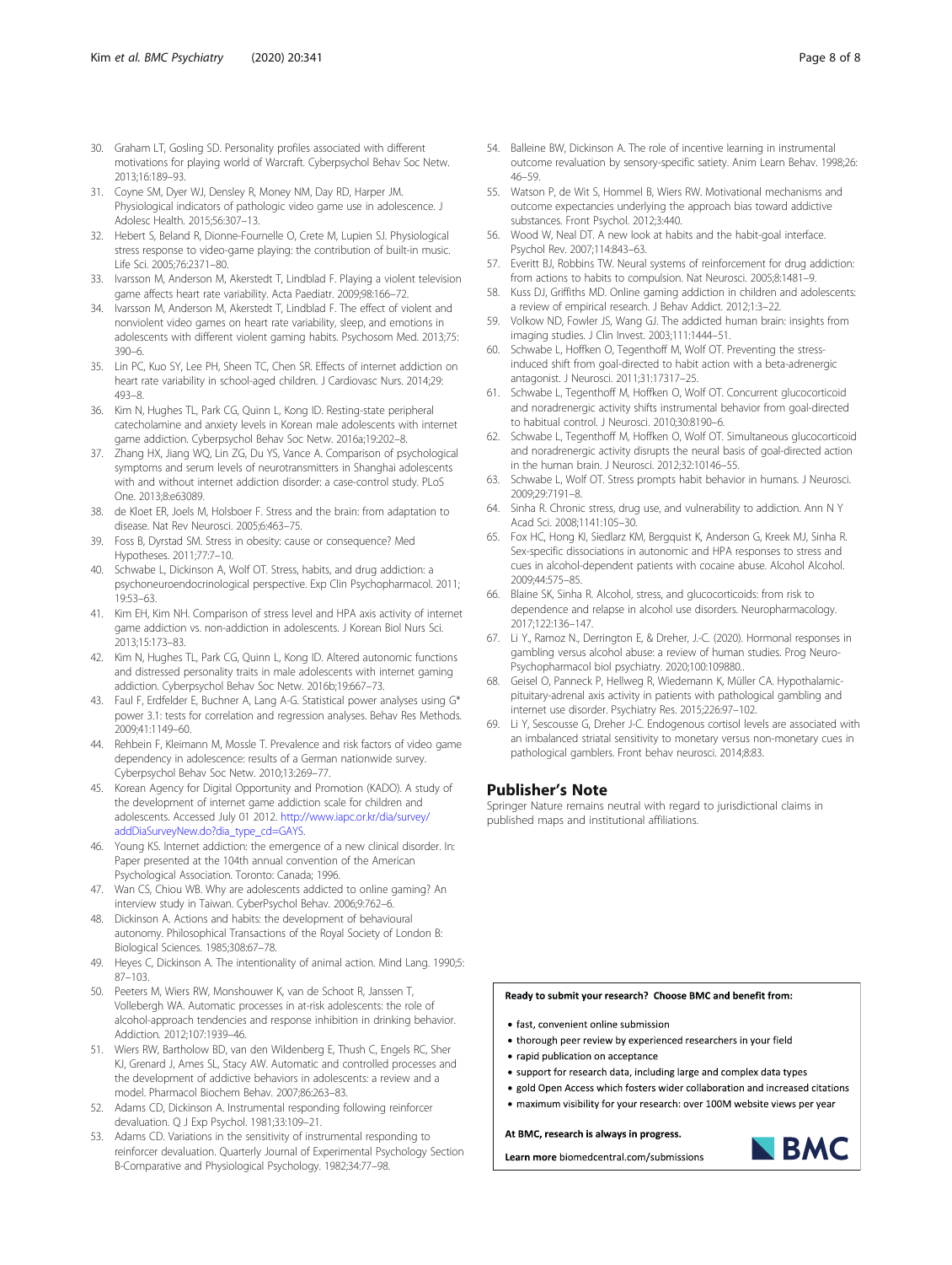30. Graham LT, Gosling SD. Personality profiles associated with different motivations for playing world of Warcraft. Cyberpsychol Behav Soc Netw. 2013;16:189–93.
31. Coyne SM, Dyer WJ, Densley R, Money NM, Day RD, Harper JM. Physiological indicators of pathologic video game use in adolescence. J Adolesc Health. 2015;56:307–13.
32. Hebert S, Beland R, Dionne-Fournelle O, Crete M, Lupien SJ. Physiological stress response to video-game playing: the contribution of built-in music. Life Sci. 2005;76:2371–80.
33. Ivarsson M, Anderson M, Akerstedt T, Lindblad F. Playing a violent television game affects heart rate variability. Acta Paediatr. 2009;98:166–72.
34. Ivarsson M, Anderson M, Akerstedt T, Lindblad F. The effect of violent and nonviolent video games on heart rate variability, sleep, and emotions in adolescents with different violent gaming habits. Psychosom Med. 2013;75: 390–6.
35. Lin PC, Kuo SY, Lee PH, Sheen TC, Chen SR. Effects of internet addiction on heart rate variability in school-aged children. J Cardiovasc Nurs. 2014;29: 493–8.
36. Kim N, Hughes TL, Park CG, Quinn L, Kong ID. Resting-state peripheral catecholamine and anxiety levels in Korean male adolescents with internet game addiction. Cyberpsychol Behav Soc Netw. 2016a;19:202–8.
37. Zhang HX, Jiang WQ, Lin ZG, Du YS, Vance A. Comparison of psychological symptoms and serum levels of neurotransmitters in Shanghai adolescents with and without internet addiction disorder: a case-control study. PLoS One. 2013;8:e63089.
38. de Kloet ER, Joels M, Holsboer F. Stress and the brain: from adaptation to disease. Nat Rev Neurosci. 2005;6:463–75.
39. Foss B, Dyrstad SM. Stress in obesity: cause or consequence? Med Hypotheses. 2011;77:7–10.
40. Schwabe L, Dickinson A, Wolf OT. Stress, habits, and drug addiction: a psychoneuroendocrinological perspective. Exp Clin Psychopharmacol. 2011; 19:53–63.
41. Kim EH, Kim NH. Comparison of stress level and HPA axis activity of internet game addiction vs. non-addiction in adolescents. J Korean Biol Nurs Sci. 2013;15:173–83.
42. Kim N, Hughes TL, Park CG, Quinn L, Kong ID. Altered autonomic functions and distressed personality traits in male adolescents with internet gaming addiction. Cyberpsychol Behav Soc Netw. 2016b;19:667–73.
43. Faul F, Erdfelder E, Buchner A, Lang A-G. Statistical power analyses using G* power 3.1: tests for correlation and regression analyses. Behav Res Methods. 2009;41:1149–60.
44. Rehbein F, Kleimann M, Mossle T. Prevalence and risk factors of video game dependency in adolescence: results of a German nationwide survey. Cyberpsychol Behav Soc Netw. 2010;13:269–77.
45. Korean Agency for Digital Opportunity and Promotion (KADO). A study of the development of internet game addiction scale for children and adolescents. Accessed July 01 2012. http://www.iapc.or.kr/dia/survey/addDiaSurveyNew.do?dia_type_cd=GAYS.
46. Young KS. Internet addiction: the emergence of a new clinical disorder. In: Paper presented at the 104th annual convention of the American Psychological Association. Toronto: Canada; 1996.
47. Wan CS, Chiou WB. Why are adolescents addicted to online gaming? An interview study in Taiwan. CyberPsychol Behav. 2006;9:762–6.
48. Dickinson A. Actions and habits: the development of behavioural autonomy. Philosophical Transactions of the Royal Society of London B: Biological Sciences. 1985;308:67–78.
49. Heyes C, Dickinson A. The intentionality of animal action. Mind Lang. 1990;5: 87–103.
50. Peeters M, Wiers RW, Monshouwer K, van de Schoot R, Janssen T, Vollebergh WA. Automatic processes in at-risk adolescents: the role of alcohol-approach tendencies and response inhibition in drinking behavior. Addiction. 2012;107:1939–46.
51. Wiers RW, Bartholow BD, van den Wildenberg E, Thush C, Engels RC, Sher KJ, Grenard J, Ames SL, Stacy AW. Automatic and controlled processes and the development of addictive behaviors in adolescents: a review and a model. Pharmacol Biochem Behav. 2007;86:263–83.
52. Adams CD, Dickinson A. Instrumental responding following reinforcer devaluation. Q J Exp Psychol. 1981;33:109–21.
53. Adams CD. Variations in the sensitivity of instrumental responding to reinforcer devaluation. Quarterly Journal of Experimental Psychology Section B-Comparative and Physiological Psychology. 1982;34:77–98.
54. Balleine BW, Dickinson A. The role of incentive learning in instrumental outcome revaluation by sensory-specific satiety. Anim Learn Behav. 1998;26: 46–59.
55. Watson P, de Wit S, Hommel B, Wiers RW. Motivational mechanisms and outcome expectancies underlying the approach bias toward addictive substances. Front Psychol. 2012;3:440.
56. Wood W, Neal DT. A new look at habits and the habit-goal interface. Psychol Rev. 2007;114:843–63.
57. Everitt BJ, Robbins TW. Neural systems of reinforcement for drug addiction: from actions to habits to compulsion. Nat Neurosci. 2005;8:1481–9.
58. Kuss DJ, Griffiths MD. Online gaming addiction in children and adolescents: a review of empirical research. J Behav Addict. 2012;1:3–22.
59. Volkow ND, Fowler JS, Wang GJ. The addicted human brain: insights from imaging studies. J Clin Invest. 2003;111:1444–51.
60. Schwabe L, Hoffken O, Tegenthoff M, Wolf OT. Preventing the stress-induced shift from goal-directed to habit action with a beta-adrenergic antagonist. J Neurosci. 2011;31:17317–25.
61. Schwabe L, Tegenthoff M, Hoffken O, Wolf OT. Concurrent glucocorticoid and noradrenergic activity shifts instrumental behavior from goal-directed to habitual control. J Neurosci. 2010;30:8190–6.
62. Schwabe L, Tegenthoff M, Hoffken O, Wolf OT. Simultaneous glucocorticoid and noradrenergic activity disrupts the neural basis of goal-directed action in the human brain. J Neurosci. 2012;32:10146–55.
63. Schwabe L, Wolf OT. Stress prompts habit behavior in humans. J Neurosci. 2009;29:7191–8.
64. Sinha R. Chronic stress, drug use, and vulnerability to addiction. Ann N Y Acad Sci. 2008;1141:105–30.
65. Fox HC, Hong KI, Siedlarz KM, Bergquist K, Anderson G, Kreek MJ, Sinha R. Sex-specific dissociations in autonomic and HPA responses to stress and cues in alcohol-dependent patients with cocaine abuse. Alcohol Alcohol. 2009;44:575–85.
66. Blaine SK, Sinha R. Alcohol, stress, and glucocorticoids: from risk to dependence and relapse in alcohol use disorders. Neuropharmacology. 2017;122:136–147.
67. Li Y., Ramoz N., Derrington E, & Dreher, J.-C. (2020). Hormonal responses in gambling versus alcohol abuse: a review of human studies. Prog Neuro-Psychopharmacol biol psychiatry. 2020;100:109880..
68. Geisel O, Panneck P, Hellweg R, Wiedemann K, Müller CA. Hypothalamic-pituitary-adrenal axis activity in patients with pathological gambling and internet use disorder. Psychiatry Res. 2015;226:97–102.
69. Li Y, Sescousse G, Dreher J-C. Endogenous cortisol levels are associated with an imbalanced striatal sensitivity to monetary versus non-monetary cues in pathological gamblers. Front behav neurosci. 2014;8:83.

## Publisher's Note

Springer Nature remains neutral with regard to jurisdictional claims in published maps and institutional affiliations.

**Ready to submit your research? Choose BMC and benefit from:**

- fast, convenient online submission
- thorough peer review by experienced researchers in your field
- rapid publication on acceptance
- support for research data, including large and complex data types
- gold Open Access which fosters wider collaboration and increased citations
- maximum visibility for your research: over 100M website views per year

**At BMC, research is always in progress.**

**Learn more** biomedcentral.com/submissions

BMC